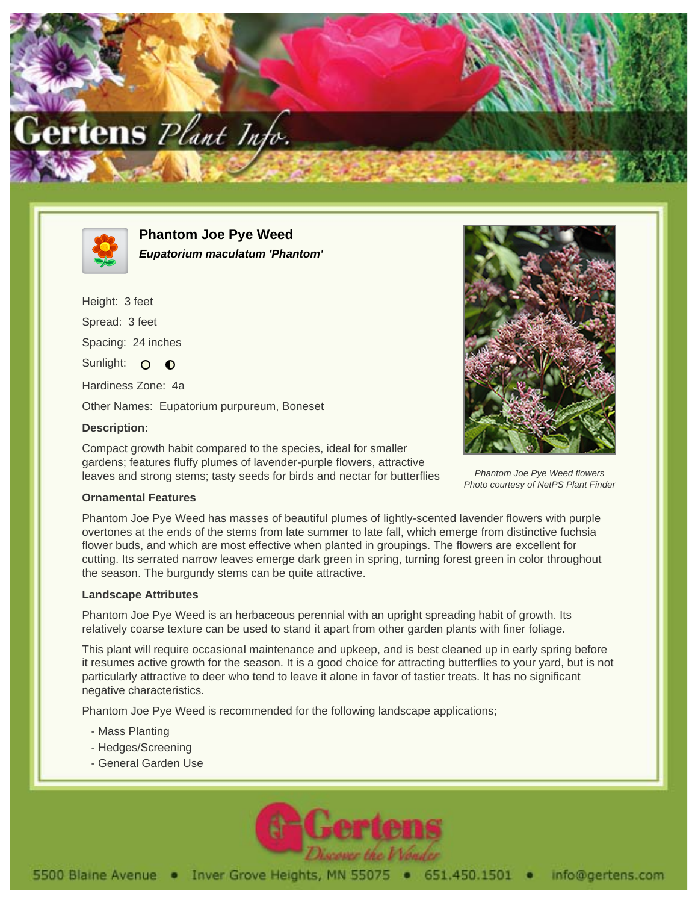# Phantom Joe Pye Weed

***Eupatorium maculatum 'Phantom'***

Height: 3 feet

Spread: 3 feet

Spacing: 24 inches

Sunlight: ○ ◐

Hardiness Zone: 4a

Other Names: Eupatorium purpureum, Boneset

### Description:

Compact growth habit compared to the species, ideal for smaller gardens; features fluffy plumes of lavender-purple flowers, attractive leaves and strong stems; tasty seeds for birds and nectar for butterflies

*Phantom Joe Pye Weed flowers*
*Photo courtesy of NetPS Plant Finder*

### Ornamental Features

Phantom Joe Pye Weed has masses of beautiful plumes of lightly-scented lavender flowers with purple overtones at the ends of the stems from late summer to late fall, which emerge from distinctive fuchsia flower buds, and which are most effective when planted in groupings. The flowers are excellent for cutting. Its serrated narrow leaves emerge dark green in spring, turning forest green in color throughout the season. The burgundy stems can be quite attractive.

### Landscape Attributes

Phantom Joe Pye Weed is an herbaceous perennial with an upright spreading habit of growth. Its relatively coarse texture can be used to stand it apart from other garden plants with finer foliage.

This plant will require occasional maintenance and upkeep, and is best cleaned up in early spring before it resumes active growth for the season. It is a good choice for attracting butterflies to your yard, but is not particularly attractive to deer who tend to leave it alone in favor of tastier treats. It has no significant negative characteristics.

Phantom Joe Pye Weed is recommended for the following landscape applications;

- Mass Planting
- Hedges/Screening
- General Garden Use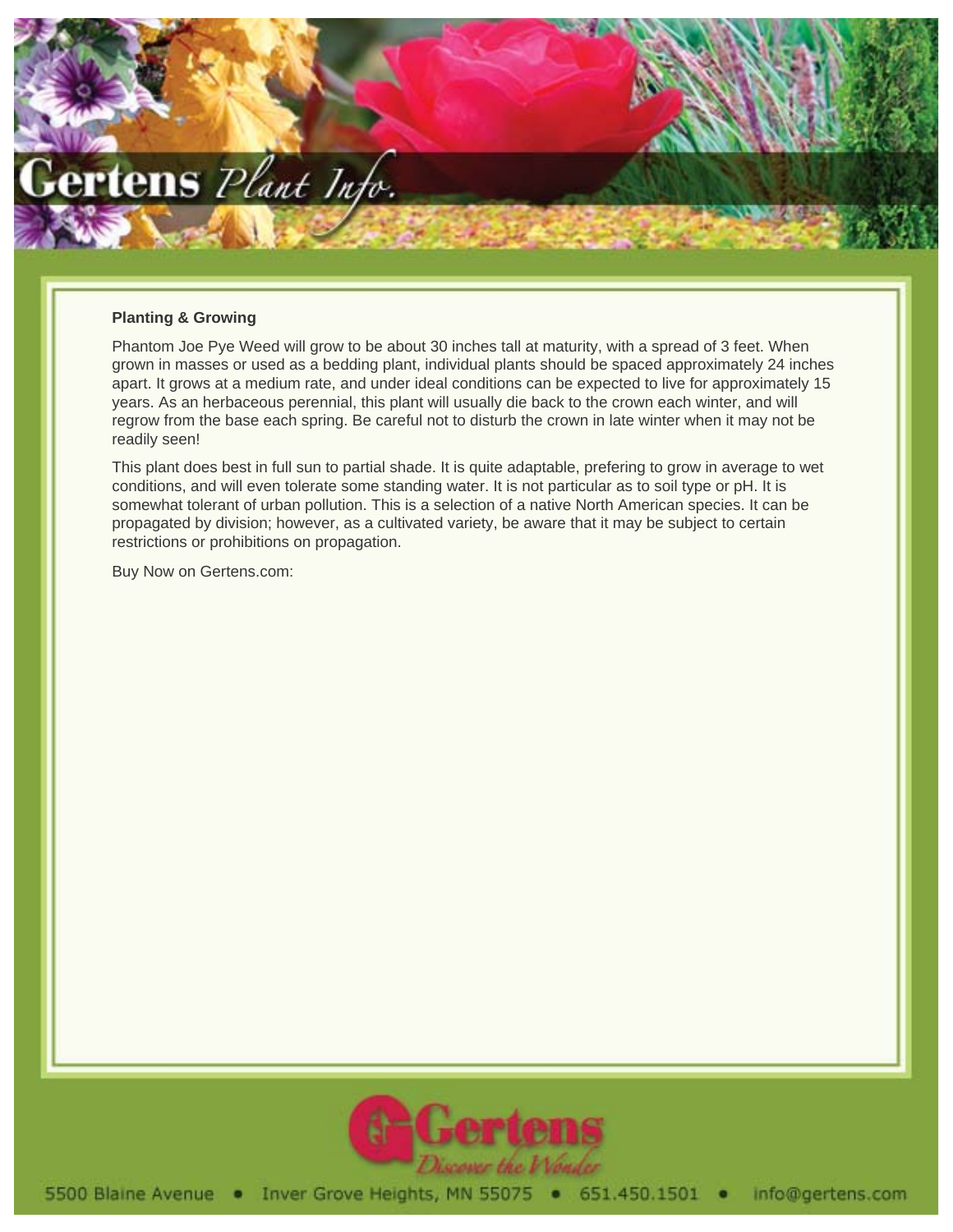### Planting & Growing

Phantom Joe Pye Weed will grow to be about 30 inches tall at maturity, with a spread of 3 feet. When grown in masses or used as a bedding plant, individual plants should be spaced approximately 24 inches apart. It grows at a medium rate, and under ideal conditions can be expected to live for approximately 15 years. As an herbaceous perennial, this plant will usually die back to the crown each winter, and will regrow from the base each spring. Be careful not to disturb the crown in late winter when it may not be readily seen!

This plant does best in full sun to partial shade. It is quite adaptable, prefering to grow in average to wet conditions, and will even tolerate some standing water. It is not particular as to soil type or pH. It is somewhat tolerant of urban pollution. This is a selection of a native North American species. It can be propagated by division; however, as a cultivated variety, be aware that it may be subject to certain restrictions or prohibitions on propagation.

Buy Now on Gertens.com: